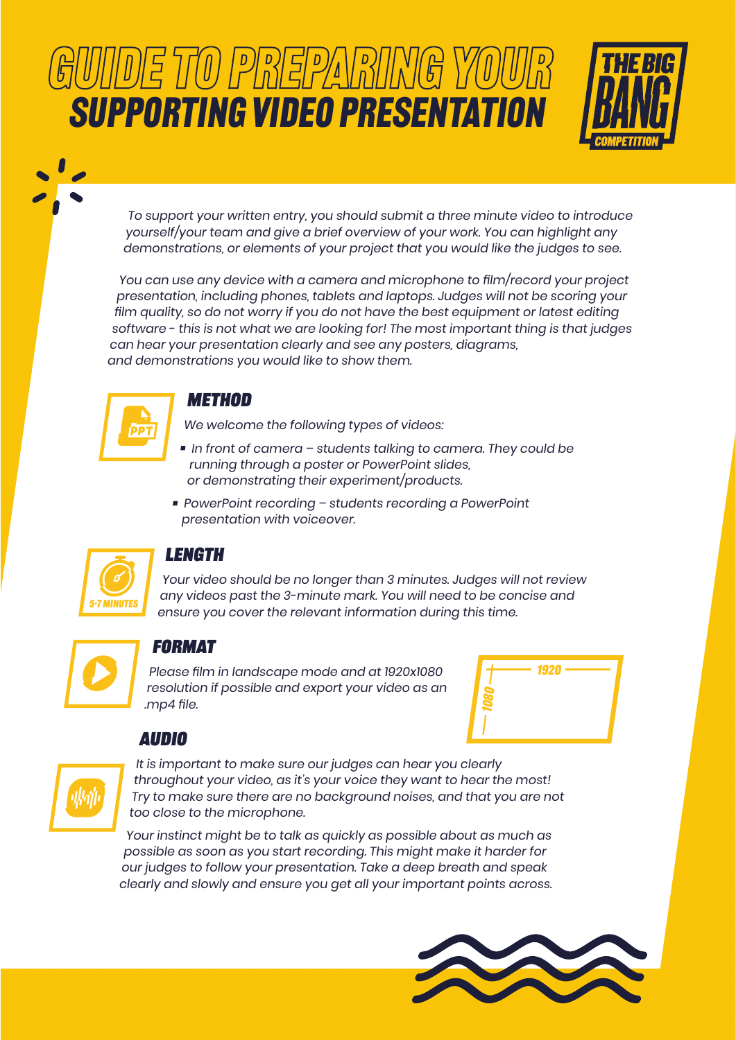# GUIDE TO PREPARING YOUR SUPPORTING VIDEO PRESENTATION

THE BIG BANG COMPETITION

*To support your written entry, you should submit a three minute video to introduce yourself/your team and give a brief overview of your work. You can highlight any demonstrations, or elements of your project that you would like the judges to see.*

*You can use any device with a camera and microphone to film/record your project presentation, including phones, tablets and laptops. Judges will not be scoring your film quality, so do not worry if you do not have the best equipment or latest editing software - this is not what we are looking for! The most important thing is that judges can hear your presentation clearly and see any posters, diagrams, and demonstrations you would like to show them.*

## METHOD

*We welcome the following types of videos:*

- *In front of camera – students talking to camera. They could be running through a poster or PowerPoint slides, or demonstrating their experiment/products.*
- *PowerPoint recording – students recording a PowerPoint presentation with voiceover.*

## LENGTH

5-7 MINUTES

*Your video should be no longer than 3 minutes. Judges will not review any videos past the 3-minute mark. You will need to be concise and ensure you cover the relevant information during this time.*

## FORMAT

*Please film in landscape mode and at 1920x1080 resolution if possible and export your video as an .mp4 file.*

1920

1080

## AUDIO

*It is important to make sure our judges can hear you clearly throughout your video, as it's your voice they want to hear the most! Try to make sure there are no background noises, and that you are not too close to the microphone.*

*Your instinct might be to talk as quickly as possible about as much as possible as soon as you start recording. This might make it harder for our judges to follow your presentation. Take a deep breath and speak clearly and slowly and ensure you get all your important points across.*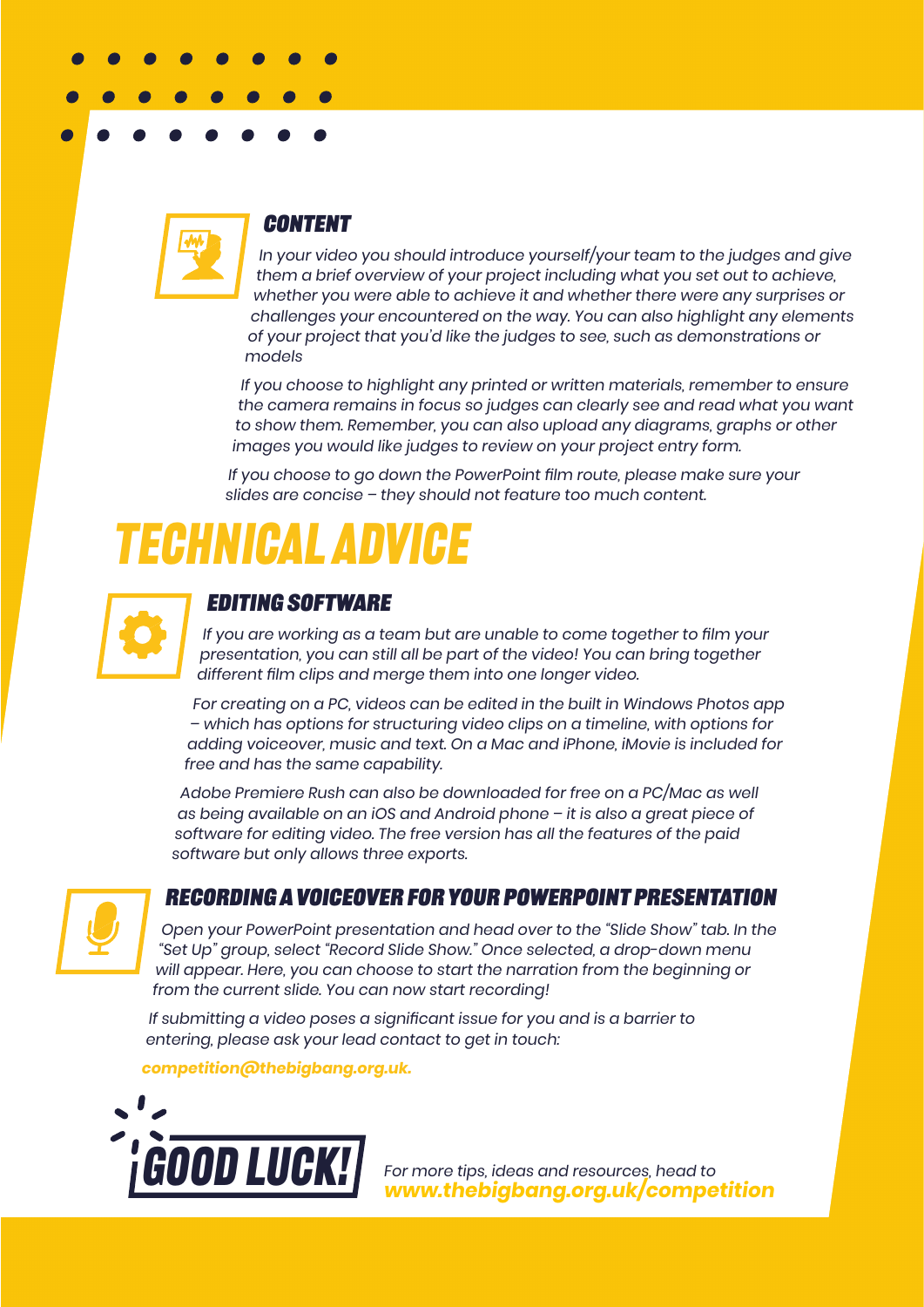### *CONTENT*

*In your video you should introduce yourself/your team to the judges and give them a brief overview of your project including what you set out to achieve, whether you were able to achieve it and whether there were any surprises or challenges your encountered on the way. You can also highlight any elements of your project that you'd like the judges to see, such as demonstrations or models*

*If you choose to highlight any printed or written materials, remember to ensure the camera remains in focus so judges can clearly see and read what you want to show them. Remember, you can also upload any diagrams, graphs or other images you would like judges to review on your project entry form.*

*If you choose to go down the PowerPoint film route, please make sure your slides are concise – they should not feature too much content.*

## *TECHNICAL ADVICE*

### *EDITING SOFTWARE*

*If you are working as a team but are unable to come together to film your presentation, you can still all be part of the video! You can bring together different film clips and merge them into one longer video.*

*For creating on a PC, videos can be edited in the built in Windows Photos app – which has options for structuring video clips on a timeline, with options for adding voiceover, music and text. On a Mac and iPhone, iMovie is included for free and has the same capability.*

*Adobe Premiere Rush can also be downloaded for free on a PC/Mac as well as being available on an iOS and Android phone – it is also a great piece of software for editing video. The free version has all the features of the paid software but only allows three exports.*

### *RECORDING A VOICEOVER FOR YOUR POWERPOINT PRESENTATION*

*Open your PowerPoint presentation and head over to the "Slide Show" tab. In the "Set Up" group, select "Record Slide Show." Once selected, a drop-down menu will appear. Here, you can choose to start the narration from the beginning or from the current slide. You can now start recording!*

*If submitting a video poses a significant issue for you and is a barrier to entering, please ask your lead contact to get in touch:*

***competition@thebigbang.org.uk.***

**GOOD LUCK!**

*For more tips, ideas and resources, head to*
***www.thebigbang.org.uk/competition***